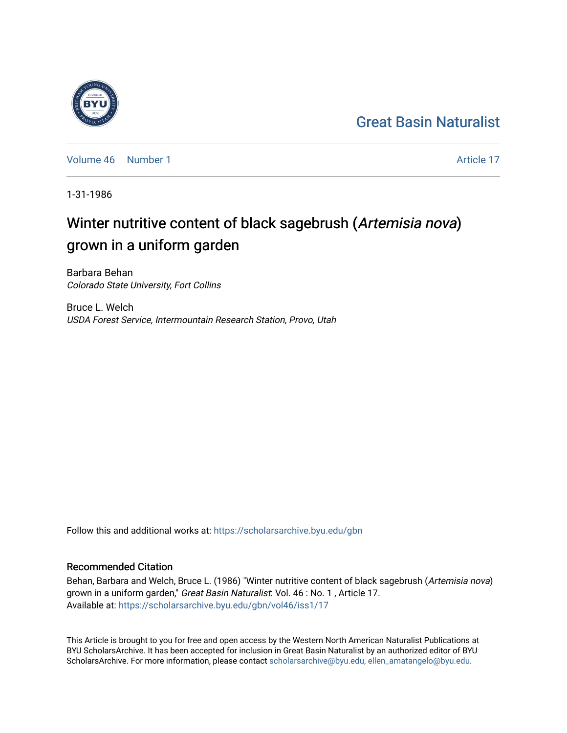Great Basin Naturalist

Volume 46 | Number 1 | Article 17

1-31-1986

# Winter nutritive content of black sagebrush (*Artemisia nova*) grown in a uniform garden

Barbara Behan
*Colorado State University, Fort Collins*

Bruce L. Welch
*USDA Forest Service, Intermountain Research Station, Provo, Utah*

Follow this and additional works at: https://scholarsarchive.byu.edu/gbn

## Recommended Citation

Behan, Barbara and Welch, Bruce L. (1986) "Winter nutritive content of black sagebrush (*Artemisia nova*) grown in a uniform garden," *Great Basin Naturalist*: Vol. 46 : No. 1 , Article 17.
Available at: https://scholarsarchive.byu.edu/gbn/vol46/iss1/17

This Article is brought to you for free and open access by the Western North American Naturalist Publications at BYU ScholarsArchive. It has been accepted for inclusion in Great Basin Naturalist by an authorized editor of BYU ScholarsArchive. For more information, please contact scholarsarchive@byu.edu, ellen_amatangelo@byu.edu.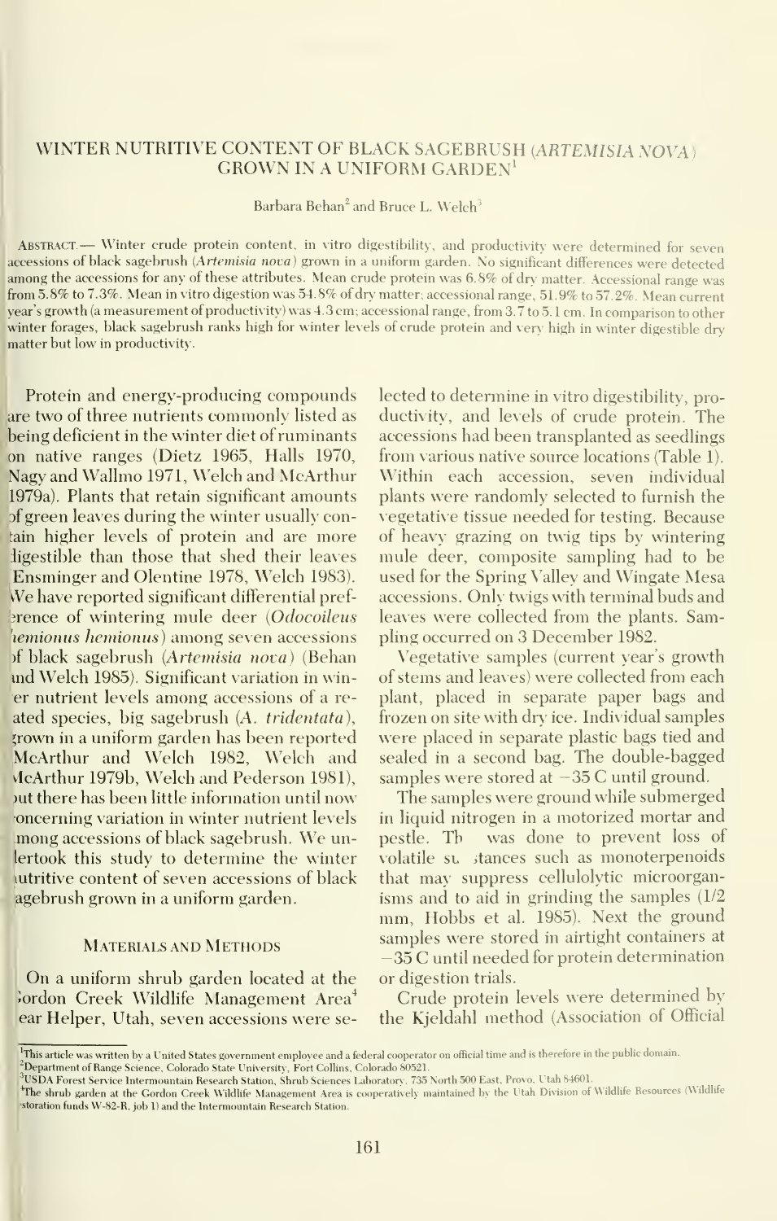# WINTER NUTRITIVE CONTENT OF BLACK SAGEBRUSH (*ARTEMISIA NOVA*) GROWN IN A UNIFORM GARDEN[1]

Barbara Behan[2] and Bruce L. Welch[3]

ABSTRACT.— Winter crude protein content, in vitro digestibility, and productivity were determined for seven accessions of black sagebrush (*Artemisia nova*) grown in a uniform garden. No significant differences were detected among the accessions for any of these attributes. Mean crude protein was 6.8% of dry matter. Accessional range was from 5.8% to 7.3%. Mean in vitro digestion was 54.8% of dry matter; accessional range, 51.9% to 57.2%. Mean current year's growth (a measurement of productivity) was 4.3 cm; accessional range, from 3.7 to 5.1 cm. In comparison to other winter forages, black sagebrush ranks high for winter levels of crude protein and very high in winter digestible dry matter but low in productivity.

Protein and energy-producing compounds are two of three nutrients commonly listed as being deficient in the winter diet of ruminants on native ranges (Dietz 1965, Halls 1970, Nagy and Wallmo 1971, Welch and McArthur 1979a). Plants that retain significant amounts of green leaves during the winter usually contain higher levels of protein and are more digestible than those that shed their leaves (Ensminger and Olentine 1978, Welch 1983). We have reported significant differential preference of wintering mule deer (*Odocoileus hemionus hemionus*) among seven accessions of black sagebrush (*Artemisia nova*) (Behan and Welch 1985). Significant variation in winter nutrient levels among accessions of a related species, big sagebrush (*A. tridentata*), grown in a uniform garden has been reported (McArthur and Welch 1982, Welch and McArthur 1979b, Welch and Pederson 1981), but there has been little information until now concerning variation in winter nutrient levels among accessions of black sagebrush. We undertook this study to determine the winter nutritive content of seven accessions of black sagebrush grown in a uniform garden.

## MATERIALS AND METHODS

On a uniform shrub garden located at the Gordon Creek Wildlife Management Area[4] near Helper, Utah, seven accessions were selected to determine in vitro digestibility, productivity, and levels of crude protein. The accessions had been transplanted as seedlings from various native source locations (Table 1). Within each accession, seven individual plants were randomly selected to furnish the vegetative tissue needed for testing. Because of heavy grazing on twig tips by wintering mule deer, composite sampling had to be used for the Spring Valley and Wingate Mesa accessions. Only twigs with terminal buds and leaves were collected from the plants. Sampling occurred on 3 December 1982.

Vegetative samples (current year's growth of stems and leaves) were collected from each plant, placed in separate paper bags and frozen on site with dry ice. Individual samples were placed in separate plastic bags tied and sealed in a second bag. The double-bagged samples were stored at −35 C until ground.

The samples were ground while submerged in liquid nitrogen in a motorized mortar and pestle. This was done to prevent loss of volatile substances such as monoterpenoids that may suppress cellulolytic microorganisms and to aid in grinding the samples (1/2 mm, Hobbs et al. 1985). Next the ground samples were stored in airtight containers at −35 C until needed for protein determination or digestion trials.

Crude protein levels were determined by the Kjeldahl method (Association of Official

---

[1]This article was written by a United States government employee and a federal cooperator on official time and is therefore in the public domain.

[2]Department of Range Science, Colorado State University, Fort Collins, Colorado 80521.

[3]USDA Forest Service Intermountain Research Station, Shrub Sciences Laboratory, 735 North 500 East, Provo, Utah 84601.

[4]The shrub garden at the Gordon Creek Wildlife Management Area is cooperatively maintained by the Utah Division of Wildlife Resources (Wildlife Restoration funds W-82-R, job 1) and the Intermountain Research Station.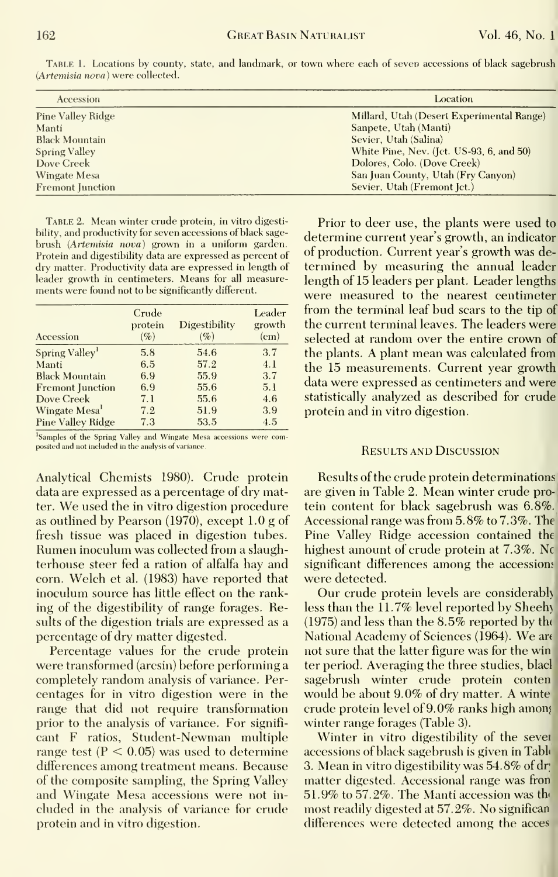Table 1. Locations by county, state, and landmark, or town where each of seven accessions of black sagebrush (*Artemisia nova*) were collected.

| Accession | Location |
|---|---|
| Pine Valley Ridge | Millard, Utah (Desert Experimental Range) |
| Manti | Sanpete, Utah (Manti) |
| Black Mountain | Sevier, Utah (Salina) |
| Spring Valley | White Pine, Nev. (Jct. US-93, 6, and 50) |
| Dove Creek | Dolores, Colo. (Dove Creek) |
| Wingate Mesa | San Juan County, Utah (Fry Canyon) |
| Fremont Junction | Sevier, Utah (Fremont Jct.) |

Table 2. Mean winter crude protein, in vitro digestibility, and productivity for seven accessions of black sagebrush (*Artemisia nova*) grown in a uniform garden. Protein and digestibility data are expressed as percent of dry matter. Productivity data are expressed in length of leader growth in centimeters. Means for all measurements were found not to be significantly different.

| Accession | Crude protein (%) | Digestibility (%) | Leader growth (cm) |
|---|---|---|---|
| Spring Valley[1] | 5.8 | 54.6 | 3.7 |
| Manti | 6.5 | 57.2 | 4.1 |
| Black Mountain | 6.9 | 55.9 | 3.7 |
| Fremont Junction | 6.9 | 55.6 | 5.1 |
| Dove Creek | 7.1 | 55.6 | 4.6 |
| Wingate Mesa[1] | 7.2 | 51.9 | 3.9 |
| Pine Valley Ridge | 7.3 | 53.5 | 4.5 |

[1]Samples of the Spring Valley and Wingate Mesa accessions were composited and not included in the analysis of variance.

Analytical Chemists 1980). Crude protein data are expressed as a percentage of dry matter. We used the in vitro digestion procedure as outlined by Pearson (1970), except 1.0 g of fresh tissue was placed in digestion tubes. Rumen inoculum was collected from a slaughterhouse steer fed a ration of alfalfa hay and corn. Welch et al. (1983) have reported that inoculum source has little effect on the ranking of the digestibility of range forages. Results of the digestion trials are expressed as a percentage of dry matter digested.

Percentage values for the crude protein were transformed (arcsin) before performing a completely random analysis of variance. Percentages for in vitro digestion were in the range that did not require transformation prior to the analysis of variance. For significant F ratios, Student-Newman multiple range test ($P < 0.05$) was used to determine differences among treatment means. Because of the composite sampling, the Spring Valley and Wingate Mesa accessions were not included in the analysis of variance for crude protein and in vitro digestion.

Prior to deer use, the plants were used to determine current year's growth, an indicator of production. Current year's growth was determined by measuring the annual leader length of 15 leaders per plant. Leader lengths were measured to the nearest centimeter from the terminal leaf bud scars to the tip of the current terminal leaves. The leaders were selected at random over the entire crown of the plants. A plant mean was calculated from the 15 measurements. Current year growth data were expressed as centimeters and were statistically analyzed as described for crude protein and in vitro digestion.

## Results and Discussion

Results of the crude protein determinations are given in Table 2. Mean winter crude protein content for black sagebrush was 6.8%. Accessional range was from 5.8% to 7.3%. The Pine Valley Ridge accession contained the highest amount of crude protein at 7.3%. No significant differences among the accessions were detected.

Our crude protein levels are considerably less than the 11.7% level reported by Sheehy (1975) and less than the 8.5% reported by the National Academy of Sciences (1964). We are not sure that the latter figure was for the winter period. Averaging the three studies, black sagebrush winter crude protein content would be about 9.0% of dry matter. A winter crude protein level of 9.0% ranks high among winter range forages (Table 3).

Winter in vitro digestibility of the seven accessions of black sagebrush is given in Table 3. Mean in vitro digestibility was 54.8% of dry matter digested. Accessional range was from 51.9% to 57.2%. The Manti accession was the most readily digested at 57.2%. No significant differences were detected among the acces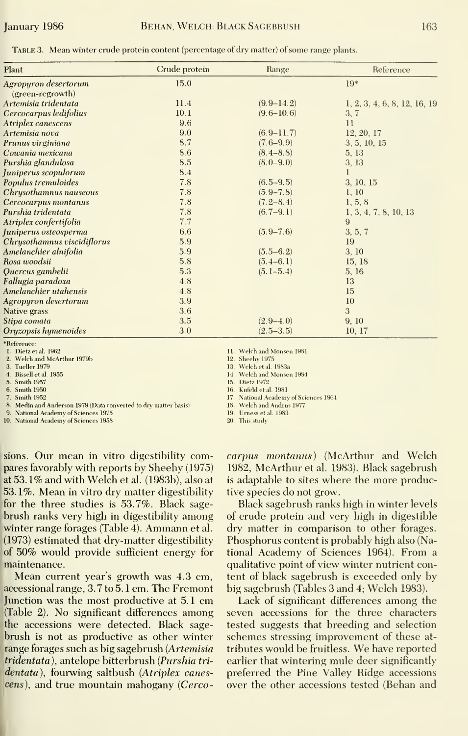Table 3. Mean winter crude protein content (percentage of dry matter) of some range plants.

| Plant | Crude protein | Range | Reference |
|---|---|---|---|
| *Agropyron desertorum* (green-regrowth) | 15.0 | | 19* |
| *Artemisia tridentata* | 11.4 | (9.9–14.2) | 1, 2, 3, 4, 6, 8, 12, 16, 19 |
| *Cercocarpus ledifolius* | 10.1 | (9.6–10.6) | 3, 7 |
| *Atriplex canescens* | 9.6 | | 11 |
| *Artemisia nova* | 9.0 | (6.9–11.7) | 12, 20, 17 |
| *Prunus virginiana* | 8.7 | (7.6–9.9) | 3, 5, 10, 15 |
| *Cowania mexicana* | 8.6 | (8.4–8.8) | 5, 13 |
| *Purshia glandulosa* | 8.5 | (8.0–9.0) | 3, 13 |
| *Juniperus scopulorum* | 8.4 | | 1 |
| *Populus tremuloides* | 7.8 | (6.5–9.5) | 3, 10, 15 |
| *Chrysothamnus nauseous* | 7.8 | (5.9–7.8) | 1, 10 |
| *Cercocarpus montanus* | 7.8 | (7.2–8.4) | 1, 5, 8 |
| *Purshia tridentata* | 7.8 | (6.7–9.1) | 1, 3, 4, 7, 8, 10, 13 |
| *Atriplex confertifolia* | 7.7 | | 9 |
| *Juniperus osteosperma* | 6.6 | (5.9–7.6) | 3, 5, 7 |
| *Chrysothamnus viscidiflorus* | 5.9 | | 19 |
| *Amelanchier alnifolia* | 5.9 | (5.5–6.2) | 3, 10 |
| *Rosa woodsii* | 5.8 | (5.4–6.1) | 15, 18 |
| *Quercus gambelii* | 5.3 | (5.1–5.4) | 5, 16 |
| *Fallugia paradoxa* | 4.8 | | 13 |
| *Amelanchier utahensis* | 4.8 | | 15 |
| *Agropyron desertorum* | 3.9 | | 10 |
| Native grass | 3.6 | | 3 |
| *Stipa comata* | 3.5 | (2.9–4.0) | 9, 10 |
| *Oryzopsis hymenoides* | 3.0 | (2.5–3.5) | 10, 17 |

*Reference:
1. Dietz et al. 1962
2. Welch and McArthur 1979b
3. Tueller 1979
4. Bissell et al. 1955
5. Smith 1957
6. Smith 1950
7. Smith 1952
8. Medin and Anderson 1979 (Data converted to dry matter basis)
9. National Academy of Sciences 1975
10. National Academy of Sciences 1958
11. Welch and Monsen 1981
12. Sheehy 1975
13. Welch et al. 1983a
14. Welch and Monsen 1984
15. Dietz 1972
16. Kufeld et al. 1981
17. National Academy of Sciences 1964
18. Welch and Andrus 1977
19. Urness et al. 1983
20. This study

sions. Our mean in vitro digestibility compares favorably with reports by Sheehy (1975) at 53.1% and with Welch et al. (1983b), also at 53.1%. Mean in vitro dry matter digestibility for the three studies is 53.7%. Black sagebrush ranks very high in digestibility among winter range forages (Table 4). Ammann et al. (1973) estimated that dry-matter digestibility of 50% would provide sufficient energy for maintenance.

Mean current year's growth was 4.3 cm, accessional range, 3.7 to 5.1 cm. The Fremont Junction was the most productive at 5.1 cm (Table 2). No significant differences among the accessions were detected. Black sagebrush is not as productive as other winter range forages such as big sagebrush (*Artemisia tridentata*), antelope bitterbrush (*Purshia tridentata*), fourwing saltbush (*Atriplex canescens*), and true mountain mahogany (*Cercocarpus montanus*) (McArthur and Welch 1982, McArthur et al. 1983). Black sagebrush is adaptable to sites where the more productive species do not grow.

Black sagebrush ranks high in winter levels of crude protein and very high in digestible dry matter in comparison to other forages. Phosphorus content is probably high also (National Academy of Sciences 1964). From a qualitative point of view winter nutrient content of black sagebrush is exceeded only by big sagebrush (Tables 3 and 4; Welch 1983).

Lack of significant differences among the seven accessions for the three characters tested suggests that breeding and selection schemes stressing improvement of these attributes would be fruitless. We have reported earlier that wintering mule deer significantly preferred the Pine Valley Ridge accessions over the other accessions tested (Behan and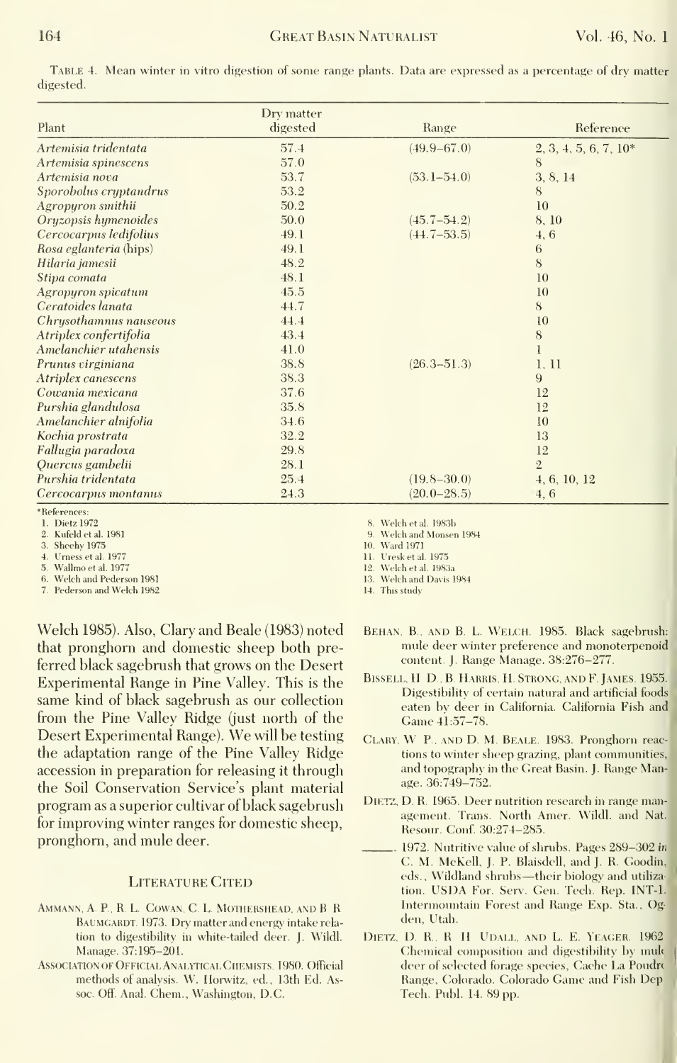TABLE 4. Mean winter in vitro digestion of some range plants. Data are expressed as a percentage of dry matter digested.

| Plant | Dry matter digested | Range | Reference |
|---|---|---|---|
| *Artemisia tridentata* | 57.4 | (49.9–67.0) | 2, 3, 4, 5, 6, 7, 10* |
| *Artemisia spinescens* | 57.0 | | 8 |
| *Artemisia nova* | 53.7 | (53.1–54.0) | 3, 8, 14 |
| *Sporobolus cryptandrus* | 53.2 | | 8 |
| *Agropyron smithii* | 50.2 | | 10 |
| *Oryzopsis hymenoides* | 50.0 | (45.7–54.2) | 8, 10 |
| *Cercocarpus ledifolius* | 49.1 | (44.7–53.5) | 4, 6 |
| *Rosa eglanteria* (hips) | 49.1 | | 6 |
| *Hilaria jamesii* | 48.2 | | 8 |
| *Stipa comata* | 48.1 | | 10 |
| *Agropyron spicatum* | 45.5 | | 10 |
| *Ceratoides lanata* | 44.7 | | 8 |
| *Chrysothamnus nauseous* | 44.4 | | 10 |
| *Atriplex confertifolia* | 43.4 | | 8 |
| *Amelanchier utahensis* | 41.0 | | 1 |
| *Prunus virginiana* | 38.8 | (26.3–51.3) | 1, 11 |
| *Atriplex canescens* | 38.3 | | 9 |
| *Cowania mexicana* | 37.6 | | 12 |
| *Purshia glandulosa* | 35.8 | | 12 |
| *Amelanchier alnifolia* | 34.6 | | 10 |
| *Kochia prostrata* | 32.2 | | 13 |
| *Fallugia paradoxa* | 29.8 | | 12 |
| *Quercus gambelii* | 28.1 | | 2 |
| *Purshia tridentata* | 25.4 | (19.8–30.0) | 4, 6, 10, 12 |
| *Cercocarpus montanus* | 24.3 | (20.0–28.5) | 4, 6 |

*References:
1. Dietz 1972
2. Kufeld et al. 1981
3. Sheehy 1975
4. Urness et al. 1977
5. Wallmo et al. 1977
6. Welch and Pederson 1981
7. Pederson and Welch 1982
8. Welch et al. 1983b
9. Welch and Monsen 1984
10. Ward 1971
11. Uresk et al. 1975
12. Welch et al. 1983a
13. Welch and Davis 1984
14. This study

Welch 1985). Also, Clary and Beale (1983) noted that pronghorn and domestic sheep both preferred black sagebrush that grows on the Desert Experimental Range in Pine Valley. This is the same kind of black sagebrush as our collection from the Pine Valley Ridge (just north of the Desert Experimental Range). We will be testing the adaptation range of the Pine Valley Ridge accession in preparation for releasing it through the Soil Conservation Service's plant material program as a superior cultivar of black sagebrush for improving winter ranges for domestic sheep, pronghorn, and mule deer.

## Literature Cited

AMMANN, A. P., R. L. COWAN, C. L. MOTHERSHEAD, AND B. R. BAUMGARDT. 1973. Dry matter and energy intake relation to digestibility in white-tailed deer. J. Wildl. Manage. 37:195–201.

ASSOCIATION OF OFFICIAL ANALYTICAL CHEMISTS. 1980. Official methods of analysis. W. Horwitz, ed., 13th Ed. Assoc. Off. Anal. Chem., Washington, D.C.

BEHAN, B., AND B. L. WELCH. 1985. Black sagebrush: mule deer winter preference and monoterpenoid content. J. Range Manage. 38:276–277.

BISSELL, H. D., B. HARRIS, H. STRONG, AND F. JAMES. 1955. Digestibility of certain natural and artificial foods eaten by deer in California. California Fish and Game 41:57–78.

CLARY, W. P., AND D. M. BEALE. 1983. Pronghorn reactions to winter sheep grazing, plant communities, and topography in the Great Basin. J. Range Manage. 36:749–752.

DIETZ, D. R. 1965. Deer nutrition research in range management. Trans. North Amer. Wildl. and Nat. Resour. Conf. 30:274–285.

\_\_\_\_\_\_. 1972. Nutritive value of shrubs. Pages 289–302 *in* C. M. McKell, J. P. Blaisdell, and J. R. Goodin, eds., Wildland shrubs—their biology and utilization. USDA For. Serv. Gen. Tech. Rep. INT-1. Intermountain Forest and Range Exp. Sta., Ogden, Utah.

DIETZ, D. R., R. H. UDALL, AND L. E. YEAGER. 1962. Chemical composition and digestibility by mule deer of selected forage species, Cache La Poudre Range, Colorado. Colorado Game and Fish Dep. Tech. Publ. 14. 89 pp.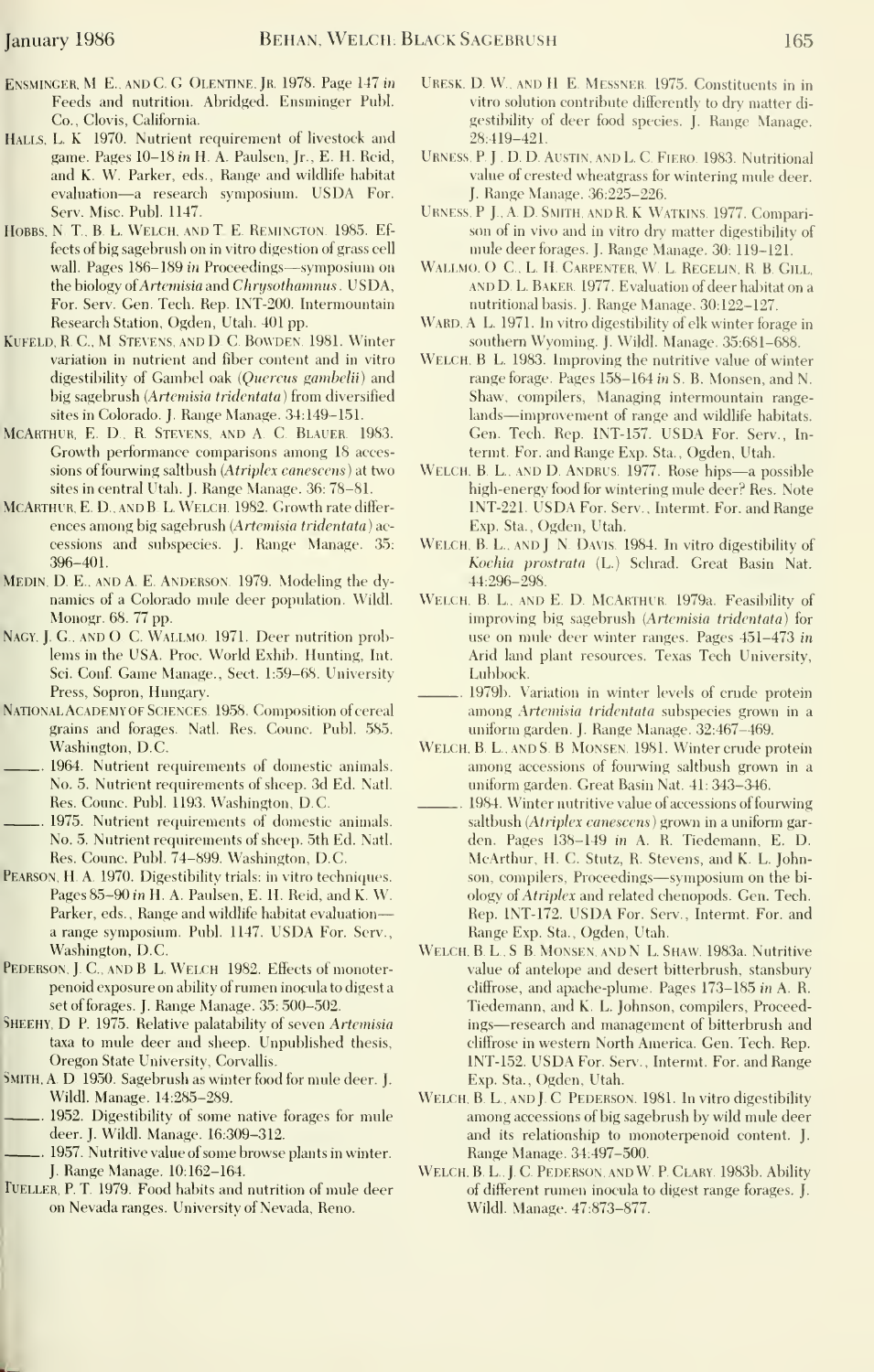Ensminger, M. E., and C. G. Olentine, Jr. 1978. Page 147 *in* Feeds and nutrition. Abridged. Ensminger Publ. Co., Clovis, California.

Halls, L. K. 1970. Nutrient requirement of livestock and game. Pages 10–18 *in* H. A. Paulsen, Jr., E. H. Reid, and K. W. Parker, eds., Range and wildlife habitat evaluation—a research symposium. USDA For. Serv. Misc. Publ. 1147.

Hobbs, N. T., B. L. Welch, and T. E. Remington. 1985. Effects of big sagebrush on in vitro digestion of grass cell wall. Pages 186–189 *in* Proceedings—symposium on the biology of *Artemisia* and *Chrysothamnus*. USDA, For. Serv. Gen. Tech. Rep. INT-200. Intermountain Research Station, Ogden, Utah. 401 pp.

Kufeld, R. C., M. Stevens, and D. C. Bowden. 1981. Winter variation in nutrient and fiber content and in vitro digestibility of Gambel oak (*Quercus gambelii*) and big sagebrush (*Artemisia tridentata*) from diversified sites in Colorado. J. Range Manage. 34:149–151.

McArthur, E. D., R. Stevens, and A. C. Blauer. 1983. Growth performance comparisons among 18 accessions of fourwing saltbush (*Atriplex canescens*) at two sites in central Utah. J. Range Manage. 36: 78–81.

McArthur, E. D., and B. L. Welch. 1982. Growth rate differences among big sagebrush (*Artemisia tridentata*) accessions and subspecies. J. Range Manage. 35: 396–401.

Medin, D. E., and A. E. Anderson. 1979. Modeling the dynamics of a Colorado mule deer population. Wildl. Monogr. 68. 77 pp.

Nagy, J. G., and O. C. Wallmo. 1971. Deer nutrition problems in the USA. Proc. World Exhib. Hunting, Int. Sci. Conf. Game Manage., Sect. 1:59–68. University Press, Sopron, Hungary.

National Academy of Sciences. 1958. Composition of cereal grains and forages. Natl. Res. Counc. Publ. 585. Washington, D.C.

———. 1964. Nutrient requirements of domestic animals. No. 5. Nutrient requirements of sheep. 3d Ed. Natl. Res. Counc. Publ. 1193. Washington, D.C.

———. 1975. Nutrient requirements of domestic animals. No. 5. Nutrient requirements of sheep. 5th Ed. Natl. Res. Counc. Publ. 74–899. Washington, D.C.

Pearson, H. A. 1970. Digestibility trials: in vitro techniques. Pages 85–90 *in* H. A. Paulsen, E. H. Reid, and K. W. Parker, eds., Range and wildlife habitat evaluation—a range symposium. Publ. 1147. USDA For. Serv., Washington, D.C.

Pederson, J. C., and B. L. Welch. 1982. Effects of monoterpenoid exposure on ability of rumen inocula to digest a set of forages. J. Range Manage. 35: 500–502.

Sheehy, D. P. 1975. Relative palatability of seven *Artemisia* taxa to mule deer and sheep. Unpublished thesis, Oregon State University, Corvallis.

Smith, A. D. 1950. Sagebrush as winter food for mule deer. J. Wildl. Manage. 14:285–289.

———. 1952. Digestibility of some native forages for mule deer. J. Wildl. Manage. 16:309–312.

———. 1957. Nutritive value of some browse plants in winter. J. Range Manage. 10:162–164.

Tueller, P. T. 1979. Food habits and nutrition of mule deer on Nevada ranges. University of Nevada, Reno.

Uresk, D. W., and H. E. Messner. 1975. Constituents in in vitro solution contribute differently to dry matter digestibility of deer food species. J. Range Manage. 28:419–421.

Urness, P. J., D. D. Austin, and L. C. Fierro. 1983. Nutritional value of crested wheatgrass for wintering mule deer. J. Range Manage. 36:225–226.

Urness, P. J., A. D. Smith, and R. K. Watkins. 1977. Comparison of in vivo and in vitro dry matter digestibility of mule deer forages. J. Range Manage. 30: 119–121.

Wallmo, O. C., L. H. Carpenter, W. L. Regelin, R. B. Gill, and D. L. Baker. 1977. Evaluation of deer habitat on a nutritional basis. J. Range Manage. 30:122–127.

Ward, A. L. 1971. In vitro digestibility of elk winter forage in southern Wyoming. J. Wildl. Manage. 35:681–688.

Welch, B. L. 1983. Improving the nutritive value of winter range forage. Pages 158–164 *in* S. B. Monsen, and N. Shaw, compilers, Managing intermountain rangelands—improvement of range and wildlife habitats. Gen. Tech. Rep. INT-157. USDA For. Serv., Intermt. For. and Range Exp. Sta., Ogden, Utah.

Welch, B. L., and D. Andrus. 1977. Rose hips—a possible high-energy food for wintering mule deer? Res. Note INT-221. USDA For. Serv., Intermt. For. and Range Exp. Sta., Ogden, Utah.

Welch, B. L., and J. N. Davis. 1984. In vitro digestibility of *Kochia prostrata* (L.) Schrad. Great Basin Nat. 44:296–298.

Welch, B. L., and E. D. McArthur. 1979a. Feasibility of improving big sagebrush (*Artemisia tridentata*) for use on mule deer winter ranges. Pages 451–473 *in* Arid land plant resources. Texas Tech University, Lubbock.

———. 1979b. Variation in winter levels of crude protein among *Artemisia tridentata* subspecies grown in a uniform garden. J. Range Manage. 32:467–469.

Welch, B. L., and S. B. Monsen. 1981. Winter crude protein among accessions of fourwing saltbush grown in a uniform garden. Great Basin Nat. 41: 343–346.

———. 1984. Winter nutritive value of accessions of fourwing saltbush (*Atriplex canescens*) grown in a uniform garden. Pages 138–149 *in* A. R. Tiedemann, E. D. McArthur, H. C. Stutz, R. Stevens, and K. L. Johnson, compilers, Proceedings—symposium on the biology of *Atriplex* and related chenopods. Gen. Tech. Rep. INT-172. USDA For. Serv., Intermt. For. and Range Exp. Sta., Ogden, Utah.

Welch, B. L., S. B. Monsen, and N. L. Shaw. 1983a. Nutritive value of antelope and desert bitterbrush, stansbury cliffrose, and apache-plume. Pages 173–185 *in* A. R. Tiedemann, and K. L. Johnson, compilers, Proceedings—research and management of bitterbrush and cliffrose in western North America. Gen. Tech. Rep. INT-152. USDA For. Serv., Intermt. For. and Range Exp. Sta., Ogden, Utah.

Welch, B. L., and J. C. Pederson. 1981. In vitro digestibility among accessions of big sagebrush by wild mule deer and its relationship to monoterpenoid content. J. Range Manage. 34:497–500.

Welch, B. L., J. C. Pederson, and W. P. Clary. 1983b. Ability of different rumen inocula to digest range forages. J. Wildl. Manage. 47:873–877.